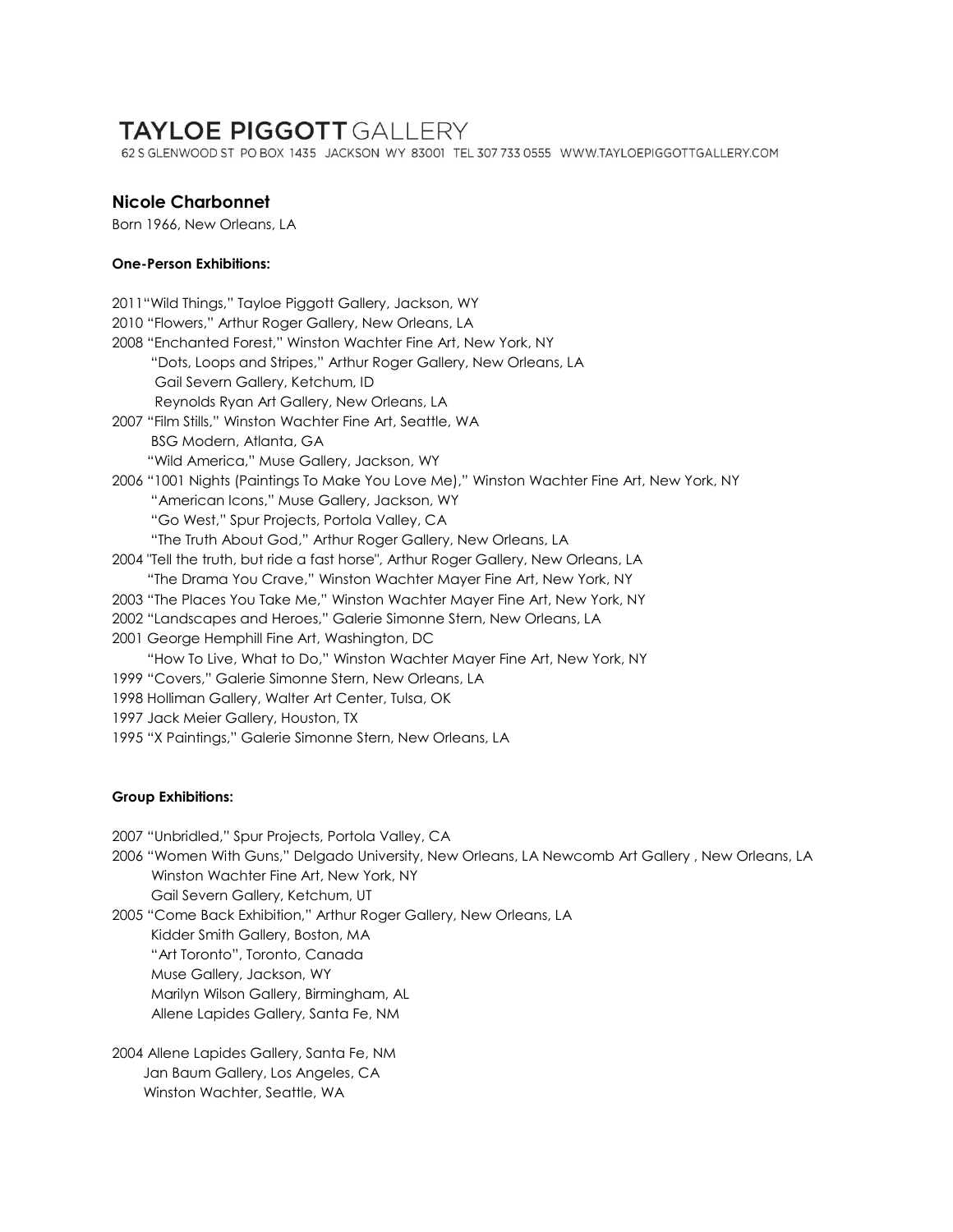# TAYLOE PIGGOTT GALLERY

62 S GLENWOOD ST PO BOX 1435 JACKSON WY 83001 TEL 307 733 0555 WWW.TAYLOEPIGGOTTGALLERY.COM

## Nicole Charbonnet

Born 1966, New Orleans, LA

**One-Person Exhibitions:**

2011"Wild Things," Tayloe Piggott Gallery, Jackson, WY
2010 "Flowers," Arthur Roger Gallery, New Orleans, LA
2008 "Enchanted Forest," Winston Wachter Fine Art, New York, NY
"Dots, Loops and Stripes," Arthur Roger Gallery, New Orleans, LA
Gail Severn Gallery, Ketchum, ID
Reynolds Ryan Art Gallery, New Orleans, LA
2007 "Film Stills," Winston Wachter Fine Art, Seattle, WA
BSG Modern, Atlanta, GA
"Wild America," Muse Gallery, Jackson, WY
2006 "1001 Nights (Paintings To Make You Love Me)," Winston Wachter Fine Art, New York, NY
"American Icons," Muse Gallery, Jackson, WY
"Go West," Spur Projects, Portola Valley, CA
"The Truth About God," Arthur Roger Gallery, New Orleans, LA
2004 "Tell the truth, but ride a fast horse", Arthur Roger Gallery, New Orleans, LA
"The Drama You Crave," Winston Wachter Mayer Fine Art, New York, NY
2003 "The Places You Take Me," Winston Wachter Mayer Fine Art, New York, NY
2002 "Landscapes and Heroes," Galerie Simonne Stern, New Orleans, LA
2001 George Hemphill Fine Art, Washington, DC
"How To Live, What to Do," Winston Wachter Mayer Fine Art, New York, NY
1999 "Covers," Galerie Simonne Stern, New Orleans, LA
1998 Holliman Gallery, Walter Art Center, Tulsa, OK
1997 Jack Meier Gallery, Houston, TX
1995 "X Paintings," Galerie Simonne Stern, New Orleans, LA

**Group Exhibitions:**

2007 "Unbridled," Spur Projects, Portola Valley, CA
2006 "Women With Guns," Delgado University, New Orleans, LA Newcomb Art Gallery , New Orleans, LA
Winston Wachter Fine Art, New York, NY
Gail Severn Gallery, Ketchum, UT
2005 "Come Back Exhibition," Arthur Roger Gallery, New Orleans, LA
Kidder Smith Gallery, Boston, MA
"Art Toronto", Toronto, Canada
Muse Gallery, Jackson, WY
Marilyn Wilson Gallery, Birmingham, AL
Allene Lapides Gallery, Santa Fe, NM

2004 Allene Lapides Gallery, Santa Fe, NM
Jan Baum Gallery, Los Angeles, CA
Winston Wachter, Seattle, WA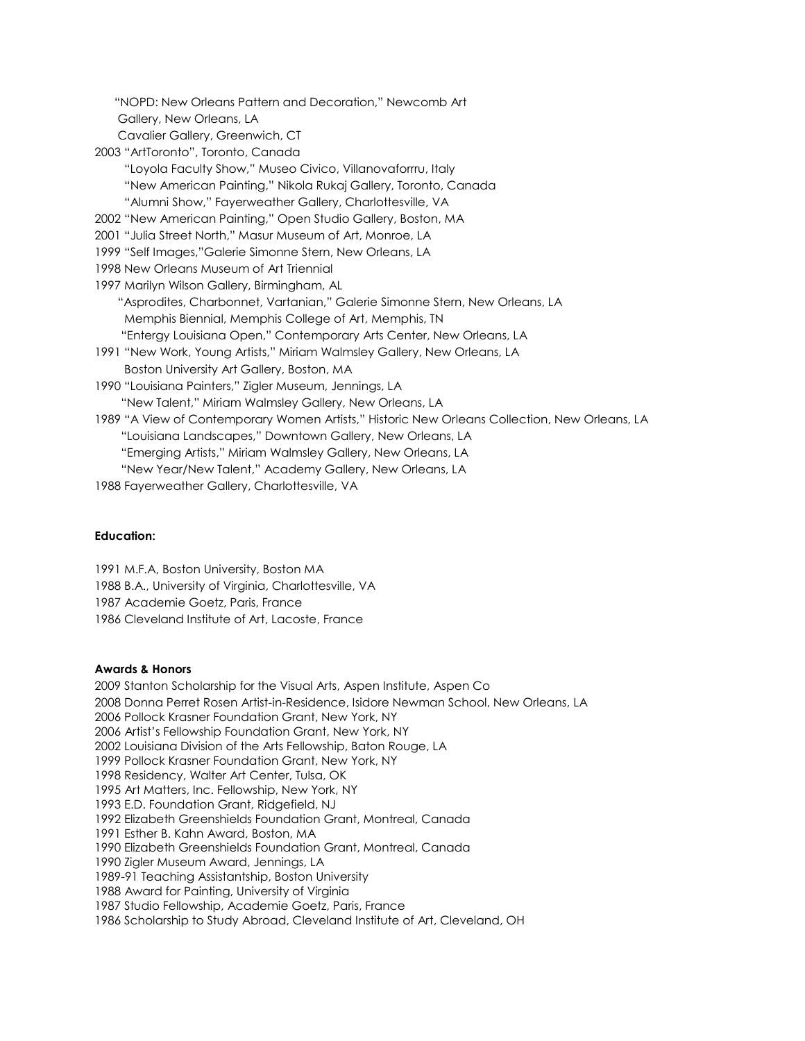"NOPD: New Orleans Pattern and Decoration," Newcomb Art Gallery, New Orleans, LA
Cavalier Gallery, Greenwich, CT

2003 "ArtToronto", Toronto, Canada
"Loyola Faculty Show," Museo Civico, Villanovaforrru, Italy
"New American Painting," Nikola Rukaj Gallery, Toronto, Canada
"Alumni Show," Fayerweather Gallery, Charlottesville, VA

2002 "New American Painting," Open Studio Gallery, Boston, MA

2001 "Julia Street North," Masur Museum of Art, Monroe, LA

1999 "Self Images,"Galerie Simonne Stern, New Orleans, LA

1998 New Orleans Museum of Art Triennial

1997 Marilyn Wilson Gallery, Birmingham, AL
"Asprodites, Charbonnet, Vartanian," Galerie Simonne Stern, New Orleans, LA
Memphis Biennial, Memphis College of Art, Memphis, TN
"Entergy Louisiana Open," Contemporary Arts Center, New Orleans, LA

1991 "New Work, Young Artists," Miriam Walmsley Gallery, New Orleans, LA
Boston University Art Gallery, Boston, MA

1990 "Louisiana Painters," Zigler Museum, Jennings, LA
"New Talent," Miriam Walmsley Gallery, New Orleans, LA

1989 "A View of Contemporary Women Artists," Historic New Orleans Collection, New Orleans, LA
"Louisiana Landscapes," Downtown Gallery, New Orleans, LA
"Emerging Artists," Miriam Walmsley Gallery, New Orleans, LA
"New Year/New Talent," Academy Gallery, New Orleans, LA

1988 Fayerweather Gallery, Charlottesville, VA

**Education:**

1991 M.F.A, Boston University, Boston MA
1988 B.A., University of Virginia, Charlottesville, VA
1987 Academie Goetz, Paris, France
1986 Cleveland Institute of Art, Lacoste, France

**Awards & Honors**

2009 Stanton Scholarship for the Visual Arts, Aspen Institute, Aspen Co
2008 Donna Perret Rosen Artist-in-Residence, Isidore Newman School, New Orleans, LA
2006 Pollock Krasner Foundation Grant, New York, NY
2006 Artist's Fellowship Foundation Grant, New York, NY
2002 Louisiana Division of the Arts Fellowship, Baton Rouge, LA
1999 Pollock Krasner Foundation Grant, New York, NY
1998 Residency, Walter Art Center, Tulsa, OK
1995 Art Matters, Inc. Fellowship, New York, NY
1993 E.D. Foundation Grant, Ridgefield, NJ
1992 Elizabeth Greenshields Foundation Grant, Montreal, Canada
1991 Esther B. Kahn Award, Boston, MA
1990 Elizabeth Greenshields Foundation Grant, Montreal, Canada
1990 Zigler Museum Award, Jennings, LA
1989-91 Teaching Assistantship, Boston University
1988 Award for Painting, University of Virginia
1987 Studio Fellowship, Academie Goetz, Paris, France
1986 Scholarship to Study Abroad, Cleveland Institute of Art, Cleveland, OH